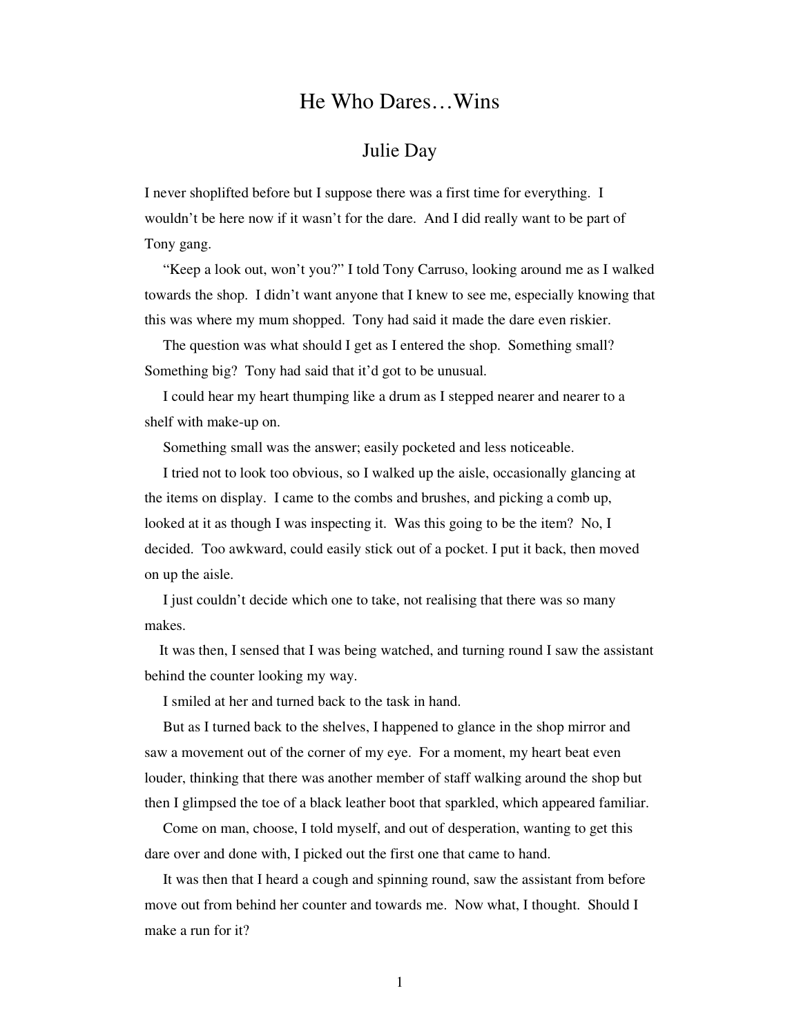# He Who Dares…Wins

## Julie Day

I never shoplifted before but I suppose there was a first time for everything. I wouldn't be here now if it wasn't for the dare. And I did really want to be part of Tony gang.

"Keep a look out, won't you?" I told Tony Carruso, looking around me as I walked towards the shop. I didn't want anyone that I knew to see me, especially knowing that this was where my mum shopped. Tony had said it made the dare even riskier.

The question was what should I get as I entered the shop. Something small? Something big? Tony had said that it'd got to be unusual.

I could hear my heart thumping like a drum as I stepped nearer and nearer to a shelf with make-up on.

Something small was the answer; easily pocketed and less noticeable.

I tried not to look too obvious, so I walked up the aisle, occasionally glancing at the items on display. I came to the combs and brushes, and picking a comb up, looked at it as though I was inspecting it. Was this going to be the item? No, I decided. Too awkward, could easily stick out of a pocket. I put it back, then moved on up the aisle.

I just couldn't decide which one to take, not realising that there was so many makes.

It was then, I sensed that I was being watched, and turning round I saw the assistant behind the counter looking my way.

I smiled at her and turned back to the task in hand.

But as I turned back to the shelves, I happened to glance in the shop mirror and saw a movement out of the corner of my eye. For a moment, my heart beat even louder, thinking that there was another member of staff walking around the shop but then I glimpsed the toe of a black leather boot that sparkled, which appeared familiar.

Come on man, choose, I told myself, and out of desperation, wanting to get this dare over and done with, I picked out the first one that came to hand.

It was then that I heard a cough and spinning round, saw the assistant from before move out from behind her counter and towards me. Now what, I thought. Should I make a run for it?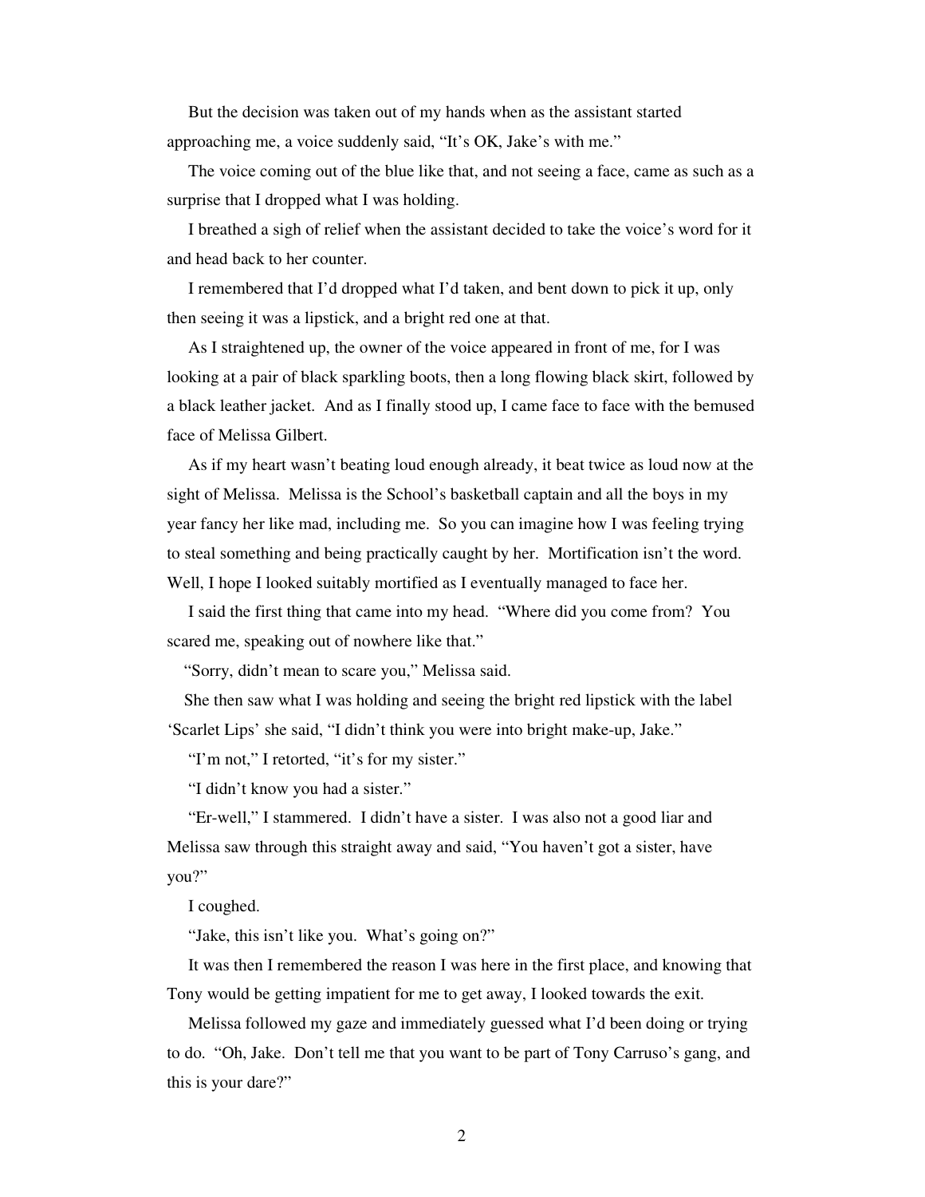But the decision was taken out of my hands when as the assistant started approaching me, a voice suddenly said, "It's OK, Jake's with me."

The voice coming out of the blue like that, and not seeing a face, came as such as a surprise that I dropped what I was holding.

I breathed a sigh of relief when the assistant decided to take the voice's word for it and head back to her counter.

I remembered that I'd dropped what I'd taken, and bent down to pick it up, only then seeing it was a lipstick, and a bright red one at that.

As I straightened up, the owner of the voice appeared in front of me, for I was looking at a pair of black sparkling boots, then a long flowing black skirt, followed by a black leather jacket. And as I finally stood up, I came face to face with the bemused face of Melissa Gilbert.

As if my heart wasn't beating loud enough already, it beat twice as loud now at the sight of Melissa. Melissa is the School's basketball captain and all the boys in my year fancy her like mad, including me. So you can imagine how I was feeling trying to steal something and being practically caught by her. Mortification isn't the word. Well, I hope I looked suitably mortified as I eventually managed to face her.

I said the first thing that came into my head. "Where did you come from? You scared me, speaking out of nowhere like that."

"Sorry, didn't mean to scare you," Melissa said.

She then saw what I was holding and seeing the bright red lipstick with the label 'Scarlet Lips' she said, "I didn't think you were into bright make-up, Jake."

"I'm not," I retorted, "it's for my sister."

"I didn't know you had a sister."

"Er-well," I stammered. I didn't have a sister. I was also not a good liar and Melissa saw through this straight away and said, "You haven't got a sister, have you?"

I coughed.

"Jake, this isn't like you. What's going on?"

It was then I remembered the reason I was here in the first place, and knowing that Tony would be getting impatient for me to get away, I looked towards the exit.

Melissa followed my gaze and immediately guessed what I'd been doing or trying to do. "Oh, Jake. Don't tell me that you want to be part of Tony Carruso's gang, and this is your dare?"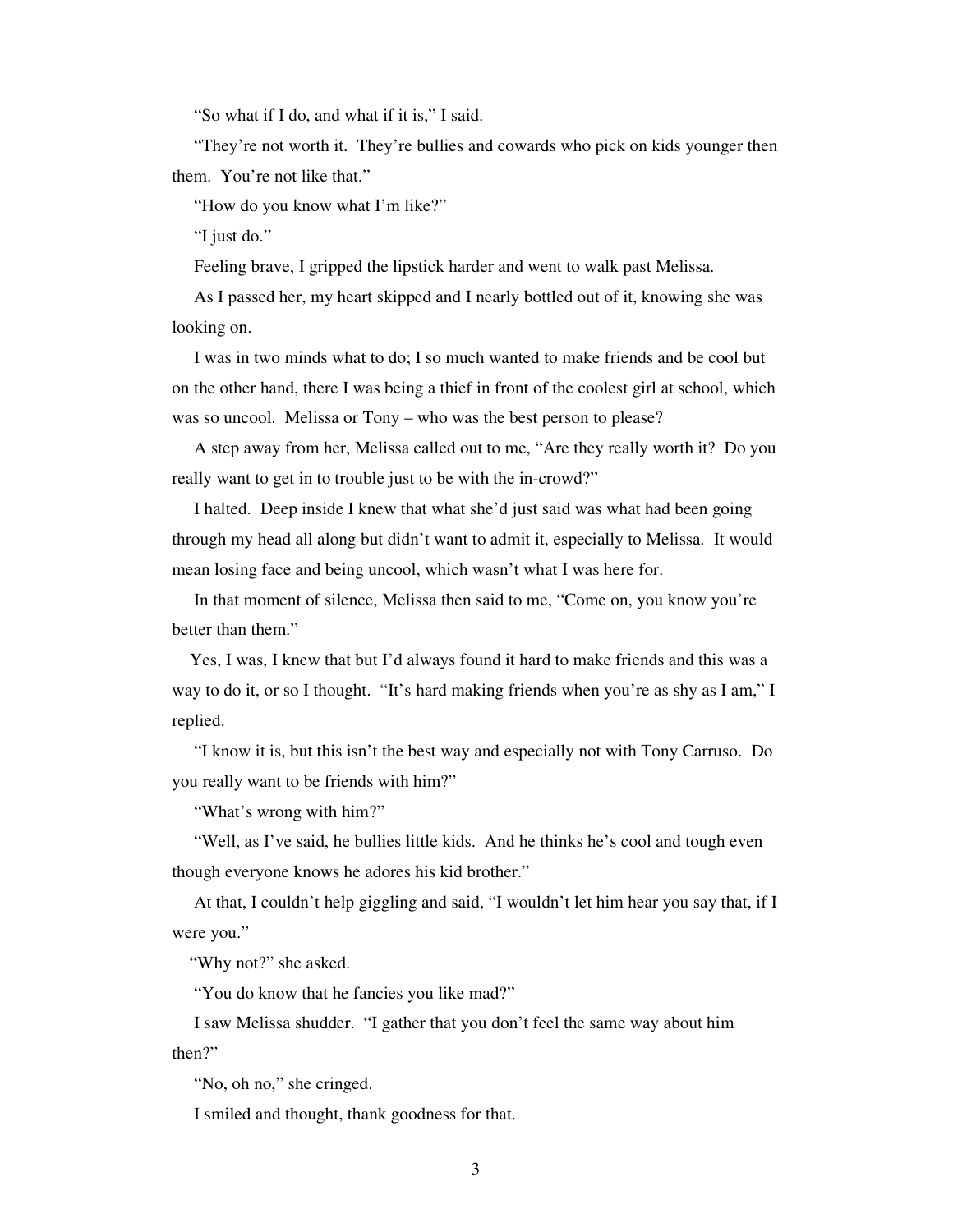"So what if I do, and what if it is," I said.

"They're not worth it. They're bullies and cowards who pick on kids younger then them. You're not like that."

"How do you know what I'm like?"

"I just do."

Feeling brave, I gripped the lipstick harder and went to walk past Melissa.

As I passed her, my heart skipped and I nearly bottled out of it, knowing she was looking on.

I was in two minds what to do; I so much wanted to make friends and be cool but on the other hand, there I was being a thief in front of the coolest girl at school, which was so uncool. Melissa or Tony – who was the best person to please?

A step away from her, Melissa called out to me, "Are they really worth it? Do you really want to get in to trouble just to be with the in-crowd?"

I halted. Deep inside I knew that what she'd just said was what had been going through my head all along but didn't want to admit it, especially to Melissa. It would mean losing face and being uncool, which wasn't what I was here for.

In that moment of silence, Melissa then said to me, "Come on, you know you're better than them."

Yes, I was, I knew that but I'd always found it hard to make friends and this was a way to do it, or so I thought. "It's hard making friends when you're as shy as I am," I replied.

"I know it is, but this isn't the best way and especially not with Tony Carruso. Do you really want to be friends with him?"

"What's wrong with him?"

"Well, as I've said, he bullies little kids. And he thinks he's cool and tough even though everyone knows he adores his kid brother."

At that, I couldn't help giggling and said, "I wouldn't let him hear you say that, if I were you."

"Why not?" she asked.

"You do know that he fancies you like mad?"

I saw Melissa shudder. "I gather that you don't feel the same way about him then?"

"No, oh no," she cringed.

I smiled and thought, thank goodness for that.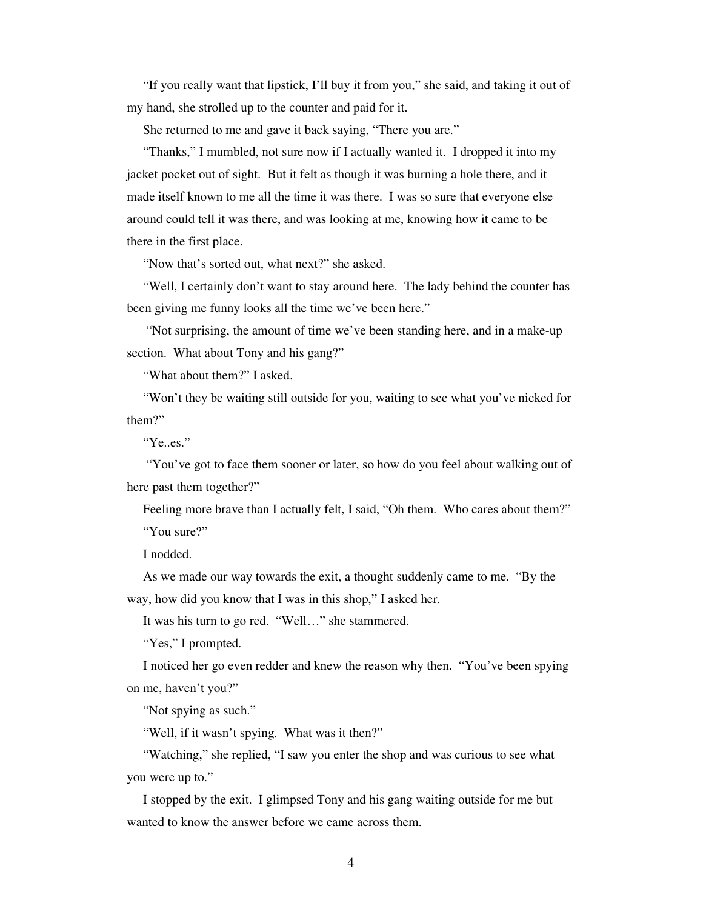"If you really want that lipstick, I'll buy it from you," she said, and taking it out of my hand, she strolled up to the counter and paid for it.

She returned to me and gave it back saying, "There you are."

"Thanks," I mumbled, not sure now if I actually wanted it. I dropped it into my jacket pocket out of sight. But it felt as though it was burning a hole there, and it made itself known to me all the time it was there. I was so sure that everyone else around could tell it was there, and was looking at me, knowing how it came to be there in the first place.

"Now that's sorted out, what next?" she asked.

"Well, I certainly don't want to stay around here. The lady behind the counter has been giving me funny looks all the time we've been here."

"Not surprising, the amount of time we've been standing here, and in a make-up section. What about Tony and his gang?"

"What about them?" I asked.

"Won't they be waiting still outside for you, waiting to see what you've nicked for them?"

"Ye..es."

"You've got to face them sooner or later, so how do you feel about walking out of here past them together?"

Feeling more brave than I actually felt, I said, "Oh them. Who cares about them?"

"You sure?"

I nodded.

As we made our way towards the exit, a thought suddenly came to me. "By the way, how did you know that I was in this shop," I asked her.

It was his turn to go red. "Well…" she stammered.

"Yes," I prompted.

I noticed her go even redder and knew the reason why then. "You've been spying on me, haven't you?"

"Not spying as such."

"Well, if it wasn't spying. What was it then?"

"Watching," she replied, "I saw you enter the shop and was curious to see what you were up to."

I stopped by the exit. I glimpsed Tony and his gang waiting outside for me but wanted to know the answer before we came across them.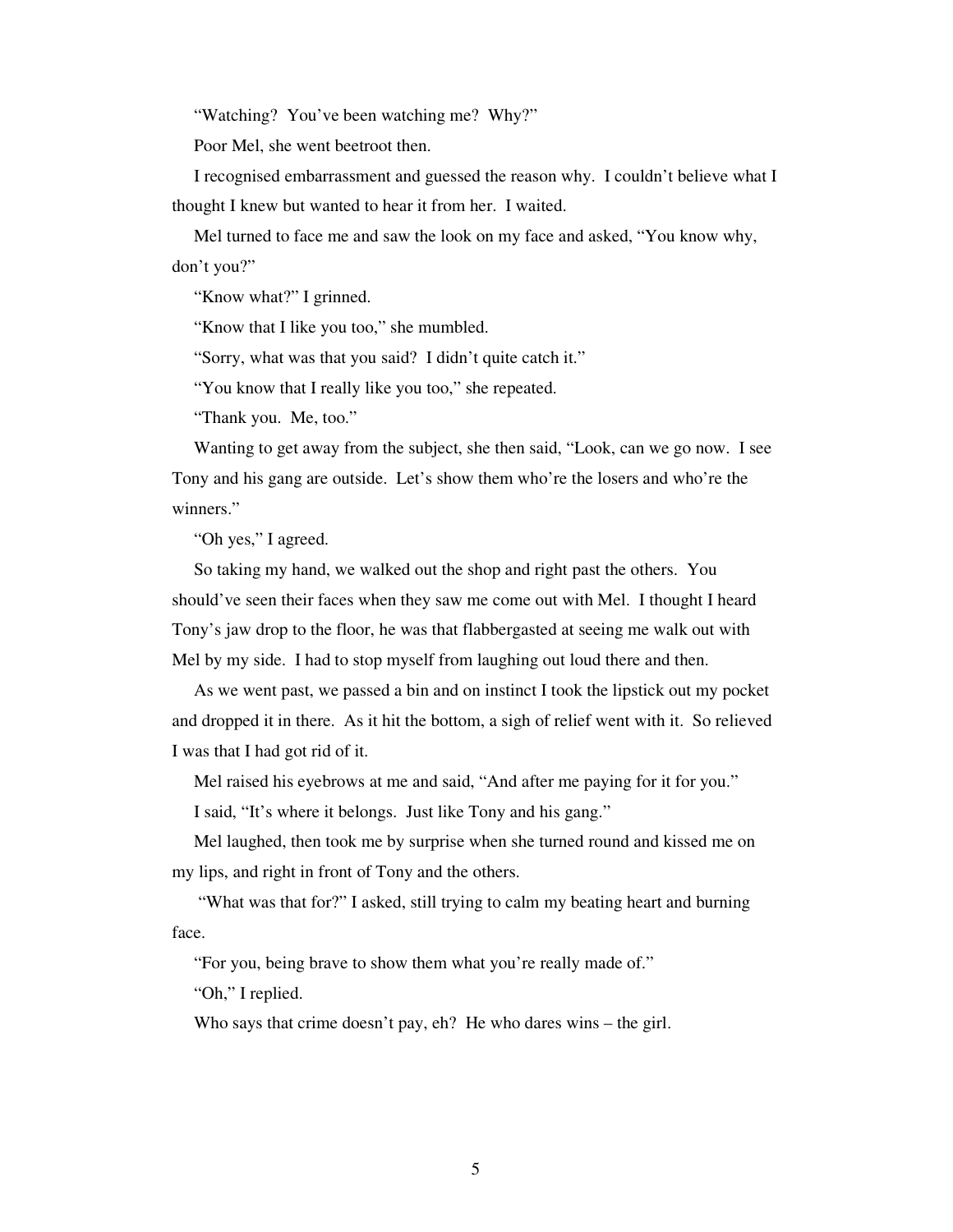"Watching? You've been watching me? Why?"

Poor Mel, she went beetroot then.

I recognised embarrassment and guessed the reason why. I couldn't believe what I thought I knew but wanted to hear it from her. I waited.

Mel turned to face me and saw the look on my face and asked, "You know why, don't you?"

"Know what?" I grinned.

"Know that I like you too," she mumbled.

"Sorry, what was that you said? I didn't quite catch it."

"You know that I really like you too," she repeated.

"Thank you. Me, too."

Wanting to get away from the subject, she then said, "Look, can we go now. I see Tony and his gang are outside. Let's show them who're the losers and who're the winners."

"Oh yes," I agreed.

So taking my hand, we walked out the shop and right past the others. You should've seen their faces when they saw me come out with Mel. I thought I heard Tony's jaw drop to the floor, he was that flabbergasted at seeing me walk out with Mel by my side. I had to stop myself from laughing out loud there and then.

As we went past, we passed a bin and on instinct I took the lipstick out my pocket and dropped it in there. As it hit the bottom, a sigh of relief went with it. So relieved I was that I had got rid of it.

Mel raised his eyebrows at me and said, "And after me paying for it for you."

I said, "It's where it belongs. Just like Tony and his gang."

Mel laughed, then took me by surprise when she turned round and kissed me on my lips, and right in front of Tony and the others.

"What was that for?" I asked, still trying to calm my beating heart and burning face.

"For you, being brave to show them what you're really made of."

"Oh," I replied.

Who says that crime doesn't pay, eh? He who dares wins – the girl.